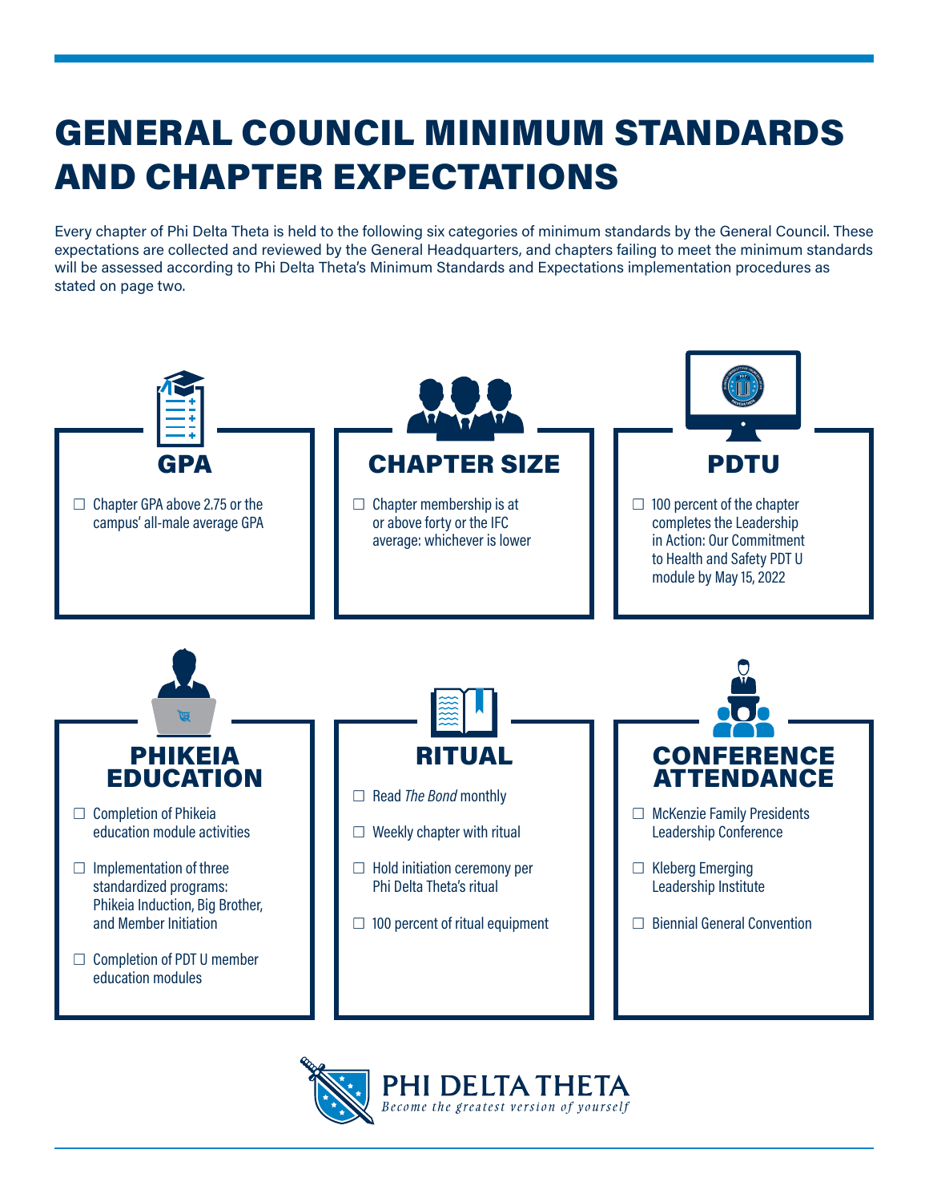# GENERAL COUNCIL MINIMUM STANDARDS AND CHAPTER EXPECTATIONS

Every chapter of Phi Delta Theta is held to the following six categories of minimum standards by the General Council. These expectations are collected and reviewed by the General Headquarters, and chapters failing to meet the minimum standards will be assessed according to Phi Delta Theta's Minimum Standards and Expectations implementation procedures as stated on page two.

## GPA

- ☐ Chapter GPA above 2.75 or the campus' all-male average GPA

## CHAPTER SIZE

- ☐ Chapter membership is at or above forty or the IFC average: whichever is lower

## PDTU

- ☐ 100 percent of the chapter completes the Leadership in Action: Our Commitment to Health and Safety PDT U module by May 15, 2022

## PHIKEIA EDUCATION

- ☐ Completion of Phikeia education module activities
- ☐ Implementation of three standardized programs: Phikeia Induction, Big Brother, and Member Initiation
- ☐ Completion of PDT U member education modules

## RITUAL

- ☐ Read *The Bond* monthly
- ☐ Weekly chapter with ritual
- ☐ Hold initiation ceremony per Phi Delta Theta's ritual
- ☐ 100 percent of ritual equipment

## CONFERENCE ATTENDANCE

- ☐ McKenzie Family Presidents Leadership Conference
- ☐ Kleberg Emerging Leadership Institute
- ☐ Biennial General Convention

PHI DELTA THETA

*Become the greatest version of yourself*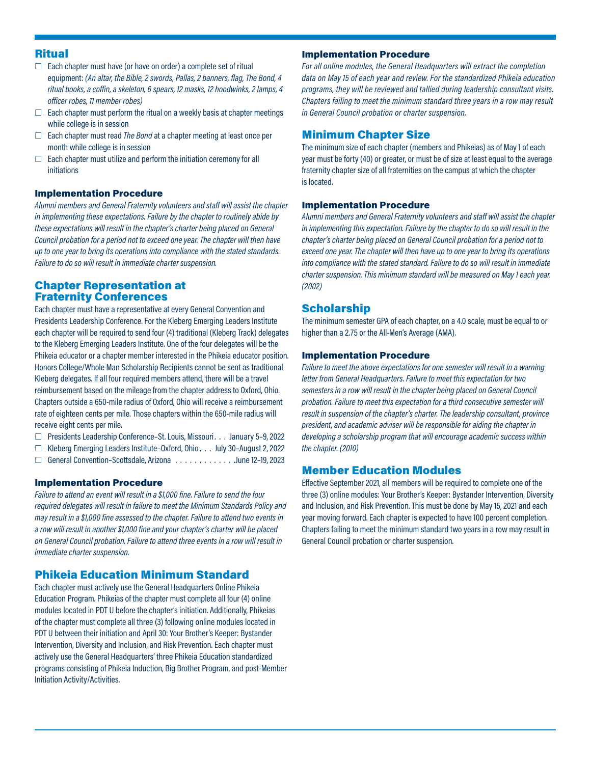## Ritual

- ☐ Each chapter must have (or have on order) a complete set of ritual equipment: *(An altar, the Bible, 2 swords, Pallas, 2 banners, flag, The Bond, 4 ritual books, a coffin, a skeleton, 6 spears, 12 masks, 12 hoodwinks, 2 lamps, 4 officer robes, 11 member robes)*
- ☐ Each chapter must perform the ritual on a weekly basis at chapter meetings while college is in session
- ☐ Each chapter must read *The Bond* at a chapter meeting at least once per month while college is in session
- ☐ Each chapter must utilize and perform the initiation ceremony for all initiations

### Implementation Procedure

*Alumni members and General Fraternity volunteers and staff will assist the chapter in implementing these expectations. Failure by the chapter to routinely abide by these expectations will result in the chapter's charter being placed on General Council probation for a period not to exceed one year. The chapter will then have up to one year to bring its operations into compliance with the stated standards. Failure to do so will result in immediate charter suspension.*

## Chapter Representation at Fraternity Conferences

Each chapter must have a representative at every General Convention and Presidents Leadership Conference. For the Kleberg Emerging Leaders Institute each chapter will be required to send four (4) traditional (Kleberg Track) delegates to the Kleberg Emerging Leaders Institute. One of the four delegates will be the Phikeia educator or a chapter member interested in the Phikeia educator position. Honors College/Whole Man Scholarship Recipients cannot be sent as traditional Kleberg delegates. If all four required members attend, there will be a travel reimbursement based on the mileage from the chapter address to Oxford, Ohio. Chapters outside a 650-mile radius of Oxford, Ohio will receive a reimbursement rate of eighteen cents per mile. Those chapters within the 650-mile radius will receive eight cents per mile.

- ☐ Presidents Leadership Conference–St. Louis, Missouri . . . January 5–9, 2022
- ☐ Kleberg Emerging Leaders Institute–Oxford, Ohio . . . July 30–August 2, 2022
- ☐ General Convention–Scottsdale, Arizona . . . . . . . . . . . . .June 12–19, 2023

### Implementation Procedure

*Failure to attend an event will result in a $1,000 fine. Failure to send the four required delegates will result in failure to meet the Minimum Standards Policy and may result in a $1,000 fine assessed to the chapter. Failure to attend two events in a row will result in another $1,000 fine and your chapter's charter will be placed on General Council probation. Failure to attend three events in a row will result in immediate charter suspension.*

## Phikeia Education Minimum Standard

Each chapter must actively use the General Headquarters Online Phikeia Education Program. Phikeias of the chapter must complete all four (4) online modules located in PDT U before the chapter's initiation. Additionally, Phikeias of the chapter must complete all three (3) following online modules located in PDT U between their initiation and April 30: Your Brother's Keeper: Bystander Intervention, Diversity and Inclusion, and Risk Prevention. Each chapter must actively use the General Headquarters' three Phikeia Education standardized programs consisting of Phikeia Induction, Big Brother Program, and post-Member Initiation Activity/Activities.

### Implementation Procedure

*For all online modules, the General Headquarters will extract the completion data on May 15 of each year and review. For the standardized Phikeia education programs, they will be reviewed and tallied during leadership consultant visits. Chapters failing to meet the minimum standard three years in a row may result in General Council probation or charter suspension.*

## Minimum Chapter Size

The minimum size of each chapter (members and Phikeias) as of May 1 of each year must be forty (40) or greater, or must be of size at least equal to the average fraternity chapter size of all fraternities on the campus at which the chapter is located.

### Implementation Procedure

*Alumni members and General Fraternity volunteers and staff will assist the chapter in implementing this expectation. Failure by the chapter to do so will result in the chapter's charter being placed on General Council probation for a period not to exceed one year. The chapter will then have up to one year to bring its operations into compliance with the stated standard. Failure to do so will result in immediate charter suspension. This minimum standard will be measured on May 1 each year. (2002)*

## Scholarship

The minimum semester GPA of each chapter, on a 4.0 scale, must be equal to or higher than a 2.75 or the All-Men's Average (AMA).

### Implementation Procedure

*Failure to meet the above expectations for one semester will result in a warning letter from General Headquarters. Failure to meet this expectation for two semesters in a row will result in the chapter being placed on General Council probation. Failure to meet this expectation for a third consecutive semester will result in suspension of the chapter's charter. The leadership consultant, province president, and academic adviser will be responsible for aiding the chapter in developing a scholarship program that will encourage academic success within the chapter. (2010)*

## Member Education Modules

Effective September 2021, all members will be required to complete one of the three (3) online modules: Your Brother's Keeper: Bystander Intervention, Diversity and Inclusion, and Risk Prevention. This must be done by May 15, 2021 and each year moving forward. Each chapter is expected to have 100 percent completion. Chapters failing to meet the minimum standard two years in a row may result in General Council probation or charter suspension.